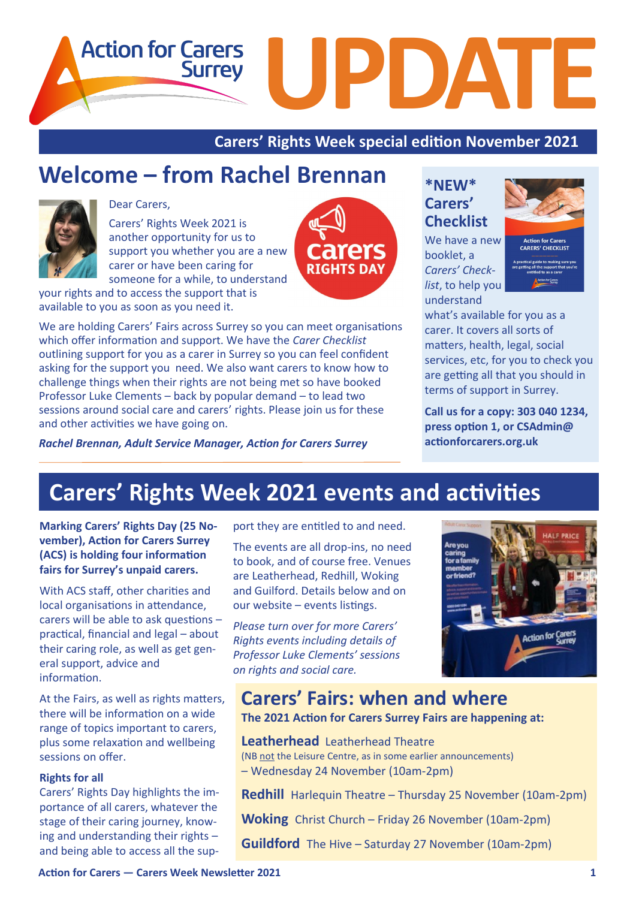# Action for Carers Surrey UPDATE

**Carers' Rights Week special edition November 2021**

## Welcome – from Rachel Brennan

Dear Carers,

Carers' Rights Week 2021 is another opportunity for us to support you whether you are a new carer or have been caring for someone for a while, to understand your rights and to access the support that is available to you as soon as you need it.

carers RIGHTS DAY

We are holding Carers' Fairs across Surrey so you can meet organisations which offer information and support. We have the *Carer Checklist* outlining support for you as a carer in Surrey so you can feel confident asking for the support you need. We also want carers to know how to challenge things when their rights are not being met so have booked Professor Luke Clements – back by popular demand – to lead two sessions around social care and carers' rights. Please join us for these and other activities we have going on.

***Rachel Brennan, Adult Service Manager, Action for Carers Surrey***

## \*NEW\* Carers' Checklist

We have a new booklet, a *Carers' Checklist*, to help you understand what's available for you as a carer. It covers all sorts of matters, health, legal, social services, etc, for you to check you are getting all that you should in terms of support in Surrey.

**Call us for a copy: 303 040 1234, press option 1, or CSAdmin@actionforcarers.org.uk**

## Carers' Rights Week 2021 events and activities

**Marking Carers' Rights Day (25 November), Action for Carers Surrey (ACS) is holding four information fairs for Surrey's unpaid carers.**

With ACS staff, other charities and local organisations in attendance, carers will be able to ask questions – practical, financial and legal – about their caring role, as well as get general support, advice and information.

At the Fairs, as well as rights matters, there will be information on a wide range of topics important to carers, plus some relaxation and wellbeing sessions on offer.

**Rights for all**

Carers' Rights Day highlights the importance of all carers, whatever the stage of their caring journey, knowing and understanding their rights – and being able to access all the support they are entitled to and need.

The events are all drop-ins, no need to book, and of course free. Venues are Leatherhead, Redhill, Woking and Guilford. Details below and on our website – events listings.

*Please turn over for more Carers' Rights events including details of Professor Luke Clements' sessions on rights and social care.*

## Carers' Fairs: when and where

**The 2021 Action for Carers Surrey Fairs are happening at:**

**Leatherhead** Leatherhead Theatre
(NB not the Leisure Centre, as in some earlier announcements)
– Wednesday 24 November (10am-2pm)

**Redhill** Harlequin Theatre – Thursday 25 November (10am-2pm)

**Woking** Christ Church – Friday 26 November (10am-2pm)

**Guildford** The Hive – Saturday 27 November (10am-2pm)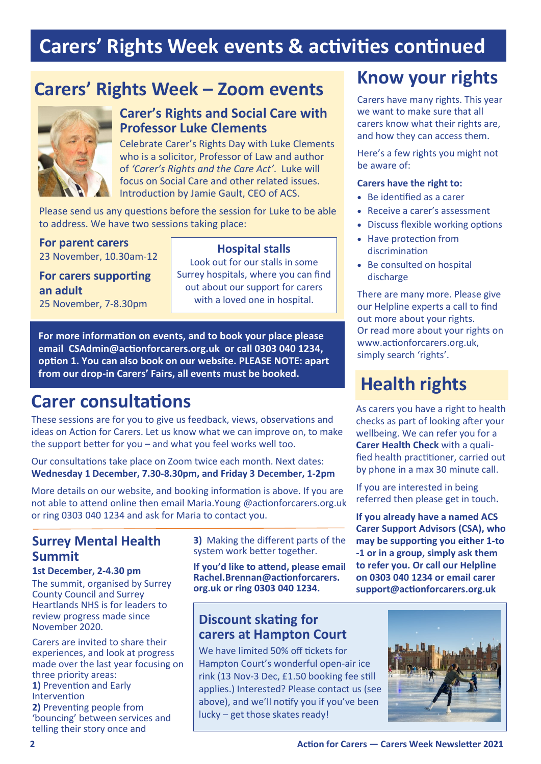# Carers' Rights Week events & activities continued

## Carers' Rights Week – Zoom events

### Carer's Rights and Social Care with Professor Luke Clements

Celebrate Carer's Rights Day with Luke Clements who is a solicitor, Professor of Law and author of *'Carer's Rights and the Care Act'*. Luke will focus on Social Care and other related issues. Introduction by Jamie Gault, CEO of ACS.

Please send us any questions before the session for Luke to be able to address. We have two sessions taking place:

**For parent carers**
23 November, 10.30am-12

**For carers supporting an adult**
25 November, 7-8.30pm

### Hospital stalls

Look out for our stalls in some Surrey hospitals, where you can find out about our support for carers with a loved one in hospital.

**For more information on events, and to book your place please email CSAdmin@actionforcarers.org.uk or call 0303 040 1234, option 1. You can also book on our website. PLEASE NOTE: apart from our drop-in Carers' Fairs, all events must be booked.**

## Carer consultations

These sessions are for you to give us feedback, views, observations and ideas on Action for Carers. Let us know what we can improve on, to make the support better for you – and what you feel works well too.

Our consultations take place on Zoom twice each month. Next dates: **Wednesday 1 December, 7.30-8.30pm, and Friday 3 December, 1-2pm**

More details on our website, and booking information is above. If you are not able to attend online then email Maria.Young @actionforcarers.org.uk or ring 0303 040 1234 and ask for Maria to contact you.

### Surrey Mental Health Summit

**1st December, 2-4.30 pm**

The summit, organised by Surrey County Council and Surrey Heartlands NHS is for leaders to review progress made since November 2020.

Carers are invited to share their experiences, and look at progress made over the last year focusing on three priority areas:

**1)** Prevention and Early Intervention
**2)** Preventing people from 'bouncing' between services and telling their story once and
**3)** Making the different parts of the system work better together.

**If you'd like to attend, please email Rachel.Brennan@actionforcarers.org.uk or ring 0303 040 1234.**

### Discount skating for carers at Hampton Court

We have limited 50% off tickets for Hampton Court's wonderful open-air ice rink (13 Nov-3 Dec, £1.50 booking fee still applies.) Interested? Please contact us (see above), and we'll notify you if you've been lucky – get those skates ready!

## Know your rights

Carers have many rights. This year we want to make sure that all carers know what their rights are, and how they can access them.

Here's a few rights you might not be aware of:

**Carers have the right to:**

- Be identified as a carer
- Receive a carer's assessment
- Discuss flexible working options
- Have protection from discrimination
- Be consulted on hospital discharge

There are many more. Please give our Helpline experts a call to find out more about your rights.
Or read more about your rights on www.actionforcarers.org.uk, simply search 'rights'.

## Health rights

As carers you have a right to health checks as part of looking after your wellbeing. We can refer you for a **Carer Health Check** with a qualified health practitioner, carried out by phone in a max 30 minute call.

If you are interested in being referred then please get in touch**.**

**If you already have a named ACS Carer Support Advisors (CSA), who may be supporting you either 1-to-1 or in a group, simply ask them to refer you. Or call our Helpline on 0303 040 1234 or email carer support@actionforcarers.org.uk**

Action for Carers — Carers Week Newsletter 2021